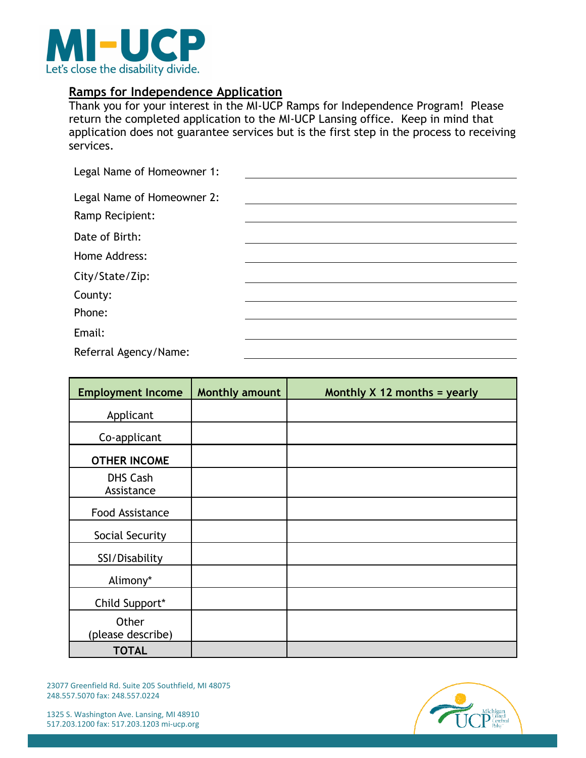MI-UCP
Let's close the disability divide.

## Ramps for Independence Application

Thank you for your interest in the MI-UCP Ramps for Independence Program! Please return the completed application to the MI-UCP Lansing office. Keep in mind that application does not guarantee services but is the first step in the process to receiving services.

Legal Name of Homeowner 1: ______________________

Legal Name of Homeowner 2: ______________________

Ramp Recipient: ______________________

Date of Birth: ______________________

Home Address: ______________________

City/State/Zip: ______________________

County: ______________________

Phone: ______________________

Email: ______________________

Referral Agency/Name: ______________________

| Employment Income | Monthly amount | Monthly X 12 months = yearly |
|---|---|---|
| Applicant | | |
| Co-applicant | | |
| **OTHER INCOME** | | |
| DHS Cash Assistance | | |
| Food Assistance | | |
| Social Security | | |
| SSI/Disability | | |
| Alimony* | | |
| Child Support* | | |
| Other (please describe) | | |
| **TOTAL** | | |

23077 Greenfield Rd. Suite 205 Southfield, MI 48075
248.557.5070 fax: 248.557.0224

1325 S. Washington Ave. Lansing, MI 48910
517.203.1200 fax: 517.203.1203 mi-ucp.org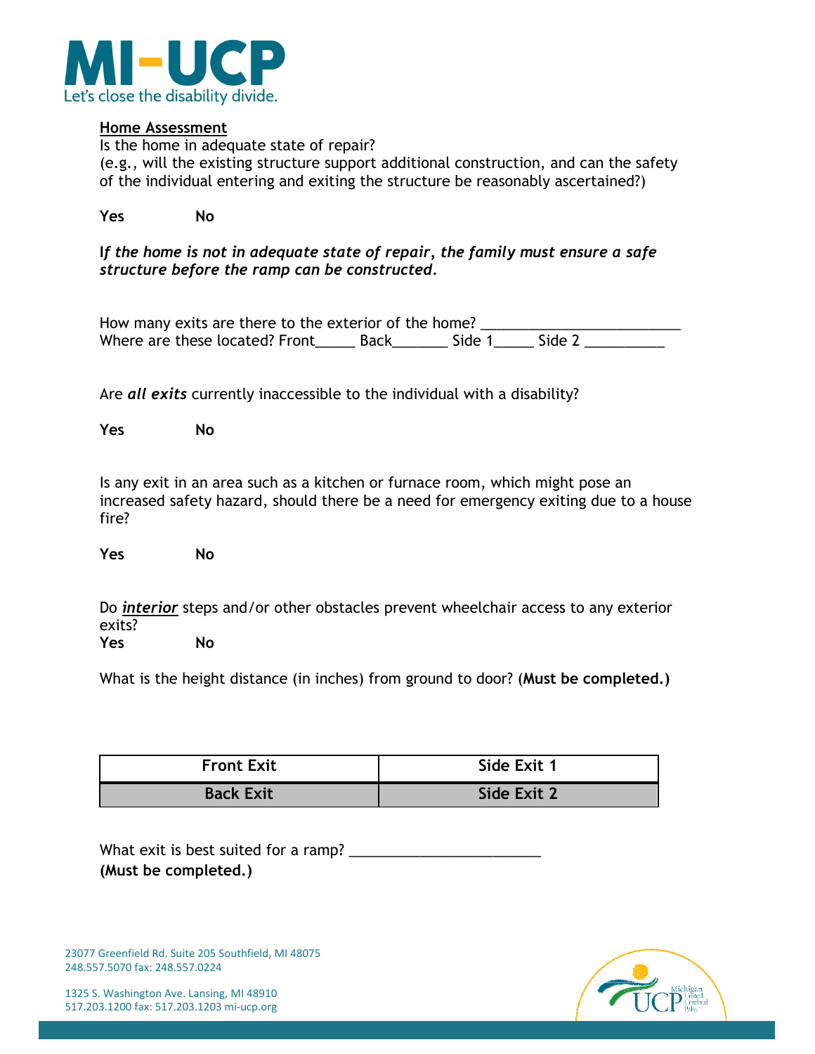**Home Assessment**

Is the home in adequate state of repair?
(e.g., will the existing structure support additional construction, and can the safety of the individual entering and exiting the structure be reasonably ascertained?)

**Yes** **No**

***If the home is not in adequate state of repair, the family must ensure a safe structure before the ramp can be constructed.***

How many exits are there to the exterior of the home? ________________________
Where are these located? Front_____ Back_______ Side 1_____ Side 2 __________

Are ***all exits*** currently inaccessible to the individual with a disability?

**Yes** **No**

Is any exit in an area such as a kitchen or furnace room, which might pose an increased safety hazard, should there be a need for emergency exiting due to a house fire?

**Yes** **No**

Do ***interior*** steps and/or other obstacles prevent wheelchair access to any exterior exits?

**Yes** **No**

What is the height distance (in inches) from ground to door? (**Must be completed.)**

| Front Exit | Side Exit 1 |
|---|---|
| Back Exit | Side Exit 2 |

What exit is best suited for a ramp? ________________________
**(Must be completed.)**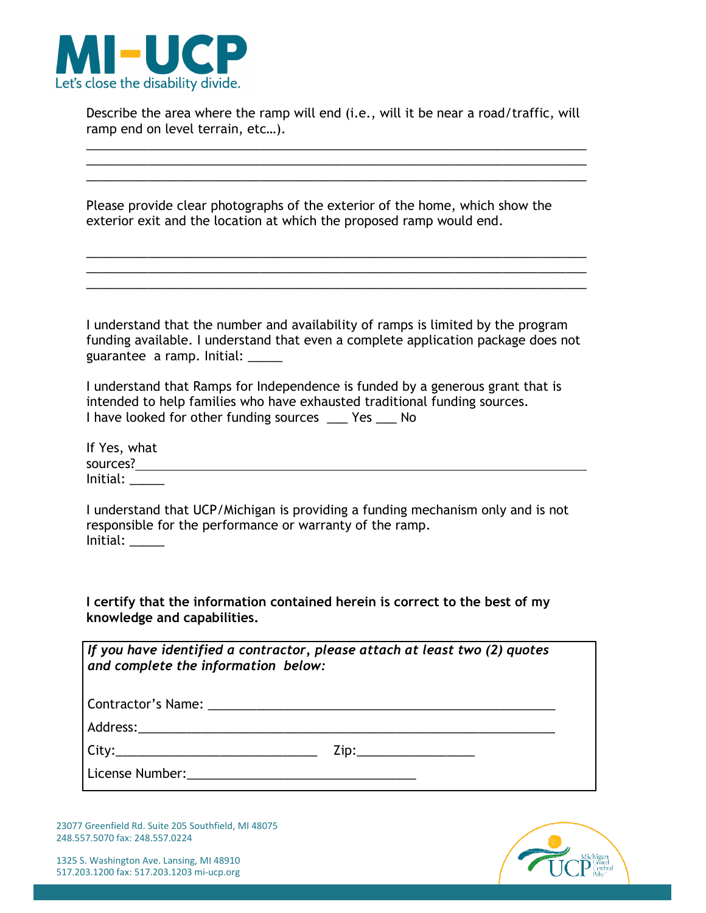Describe the area where the ramp will end (i.e., will it be near a road/traffic, will ramp end on level terrain, etc…).

___________________________________________________________________________
___________________________________________________________________________
___________________________________________________________________________

Please provide clear photographs of the exterior of the home, which show the exterior exit and the location at which the proposed ramp would end.

___________________________________________________________________________
___________________________________________________________________________
___________________________________________________________________________

I understand that the number and availability of ramps is limited by the program funding available. I understand that even a complete application package does not guarantee a ramp. Initial: _____

I understand that Ramps for Independence is funded by a generous grant that is intended to help families who have exhausted traditional funding sources.
I have looked for other funding sources ___ Yes ___ No

If Yes, what sources?___________________________________________________________
Initial: _____

I understand that UCP/Michigan is providing a funding mechanism only and is not responsible for the performance or warranty of the ramp.
Initial: _____

**I certify that the information contained herein is correct to the best of my knowledge and capabilities.**

***If you have identified a contractor, please attach at least two (2) quotes and complete the information below:***

Contractor's Name: ___________________________________________________

Address:_____________________________________________________________

City:_____________________________ Zip:_________________

License Number:_________________________________

23077 Greenfield Rd. Suite 205 Southfield, MI 48075
248.557.5070 fax: 248.557.0224

1325 S. Washington Ave. Lansing, MI 48910
517.203.1200 fax: 517.203.1203 mi-ucp.org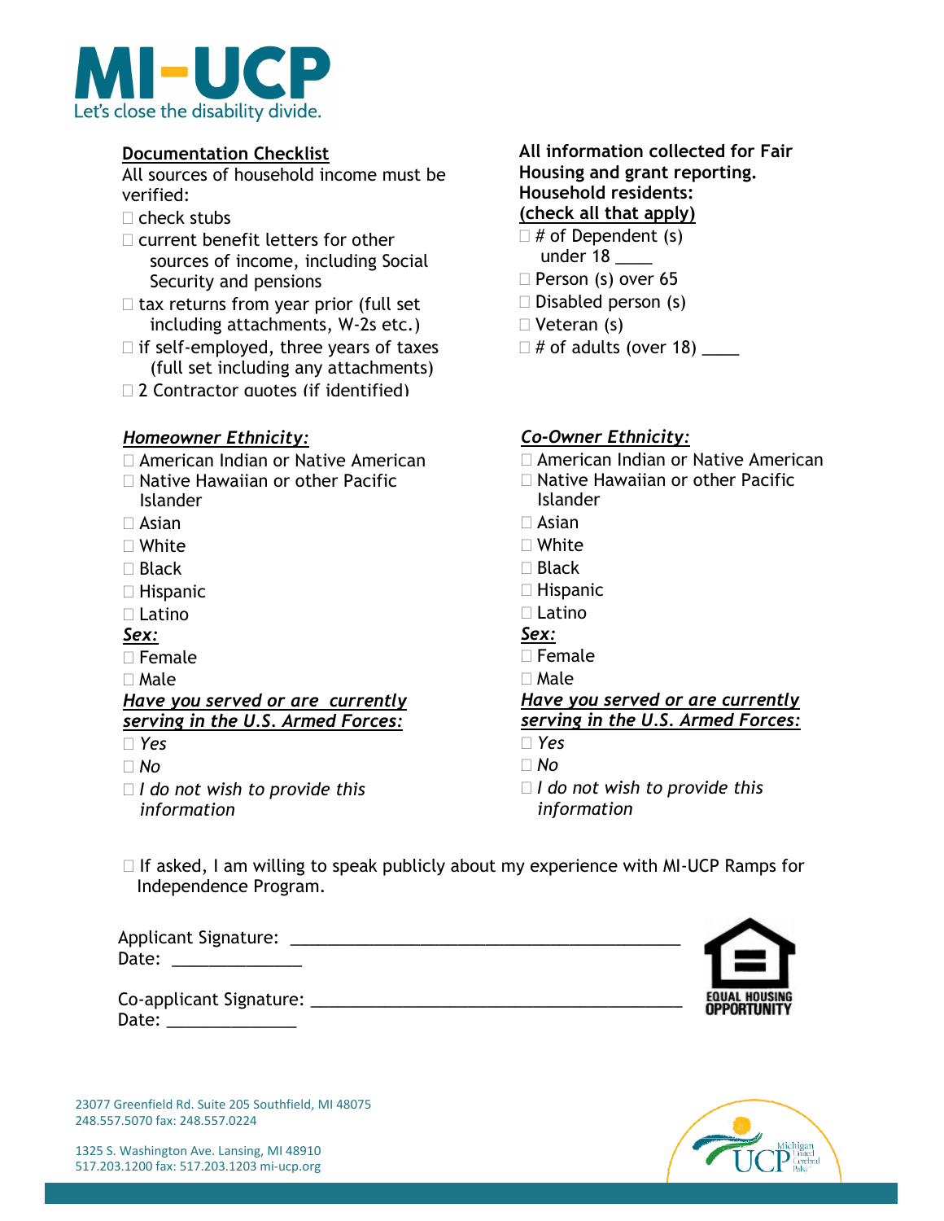MI-UCP
Let's close the disability divide.

**Documentation Checklist**

All sources of household income must be verified:

- ☐ check stubs
- ☐ current benefit letters for other sources of income, including Social Security and pensions
- ☐ tax returns from year prior (full set including attachments, W-2s etc.)
- ☐ if self-employed, three years of taxes (full set including any attachments)
- ☐ 2 Contractor quotes (if identified)

**All information collected for Fair Housing and grant reporting.**
**Household residents:**
**(check all that apply)**

- ☐ # of Dependent (s) under 18 ____
- ☐ Person (s) over 65
- ☐ Disabled person (s)
- ☐ Veteran (s)
- ☐ # of adults (over 18) ____

***Homeowner Ethnicity:***

- ☐ American Indian or Native American
- ☐ Native Hawaiian or other Pacific Islander
- ☐ Asian
- ☐ White
- ☐ Black
- ☐ Hispanic
- ☐ Latino

***Sex:***

- ☐ Female
- ☐ Male

***Have you served or are currently serving in the U.S. Armed Forces:***

- ☐ *Yes*
- ☐ *No*
- ☐ *I do not wish to provide this information*

***Co-Owner Ethnicity:***

- ☐ American Indian or Native American
- ☐ Native Hawaiian or other Pacific Islander
- ☐ Asian
- ☐ White
- ☐ Black
- ☐ Hispanic
- ☐ Latino

***Sex:***

- ☐ Female
- ☐ Male

***Have you served or are currently serving in the U.S. Armed Forces:***

- ☐ *Yes*
- ☐ *No*
- ☐ *I do not wish to provide this information*

☐ If asked, I am willing to speak publicly about my experience with MI-UCP Ramps for Independence Program.

Applicant Signature: ______________________________________
Date: ______________

Co-applicant Signature: ______________________________________
Date: ______________

EQUAL HOUSING OPPORTUNITY

23077 Greenfield Rd. Suite 205 Southfield, MI 48075
248.557.5070 fax: 248.557.0224

1325 S. Washington Ave. Lansing, MI 48910
517.203.1200 fax: 517.203.1203 mi-ucp.org